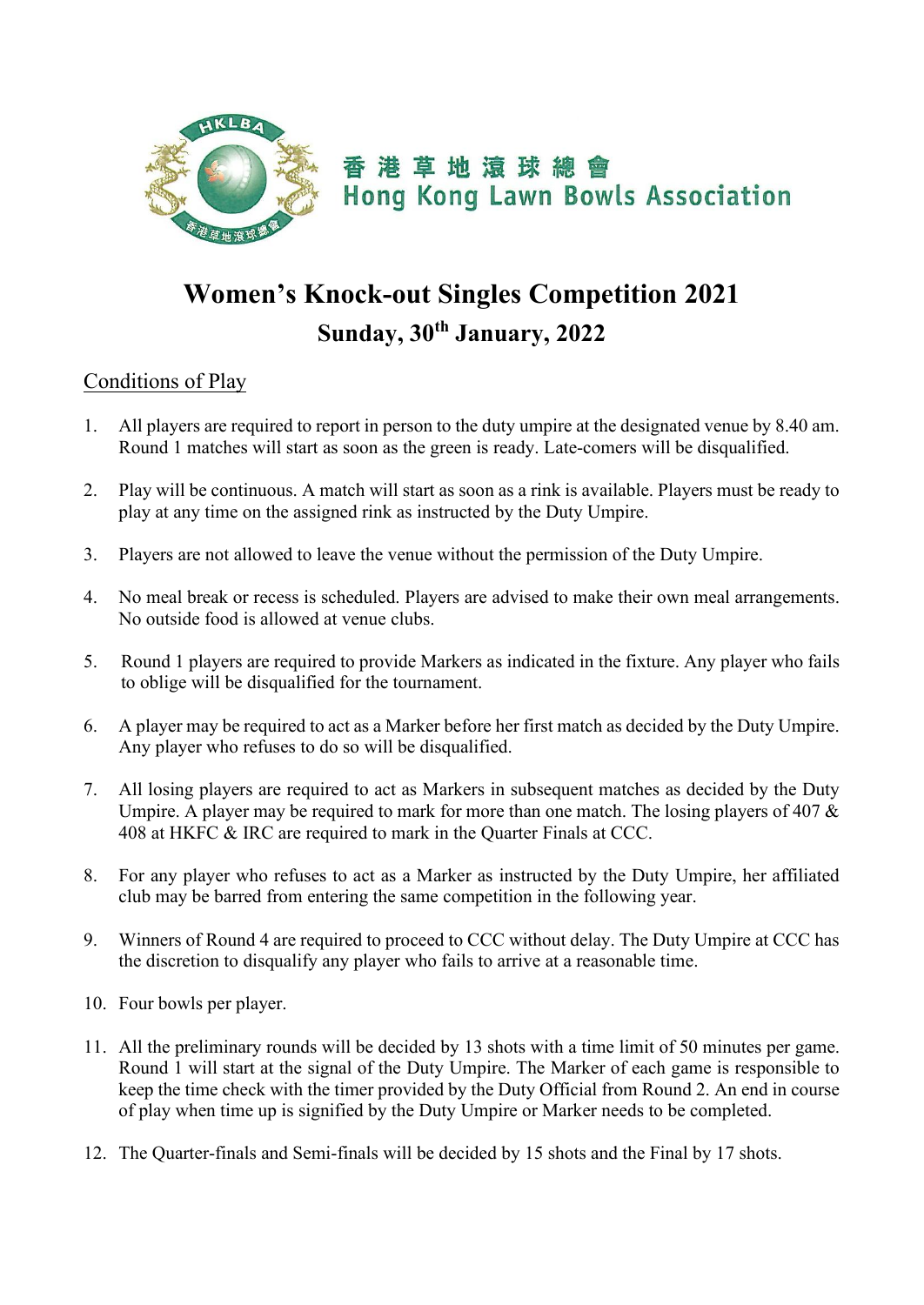香港草地滾球總會
Hong Kong Lawn Bowls Association

# Women's Knock-out Singles Competition 2021

## Sunday, 30th January, 2022

### Conditions of Play

1. All players are required to report in person to the duty umpire at the designated venue by 8.40 am. Round 1 matches will start as soon as the green is ready. Late-comers will be disqualified.

2. Play will be continuous. A match will start as soon as a rink is available. Players must be ready to play at any time on the assigned rink as instructed by the Duty Umpire.

3. Players are not allowed to leave the venue without the permission of the Duty Umpire.

4. No meal break or recess is scheduled. Players are advised to make their own meal arrangements. No outside food is allowed at venue clubs.

5. Round 1 players are required to provide Markers as indicated in the fixture. Any player who fails to oblige will be disqualified for the tournament.

6. A player may be required to act as a Marker before her first match as decided by the Duty Umpire. Any player who refuses to do so will be disqualified.

7. All losing players are required to act as Markers in subsequent matches as decided by the Duty Umpire. A player may be required to mark for more than one match. The losing players of 407 & 408 at HKFC & IRC are required to mark in the Quarter Finals at CCC.

8. For any player who refuses to act as a Marker as instructed by the Duty Umpire, her affiliated club may be barred from entering the same competition in the following year.

9. Winners of Round 4 are required to proceed to CCC without delay. The Duty Umpire at CCC has the discretion to disqualify any player who fails to arrive at a reasonable time.

10. Four bowls per player.

11. All the preliminary rounds will be decided by 13 shots with a time limit of 50 minutes per game. Round 1 will start at the signal of the Duty Umpire. The Marker of each game is responsible to keep the time check with the timer provided by the Duty Official from Round 2. An end in course of play when time up is signified by the Duty Umpire or Marker needs to be completed.

12. The Quarter-finals and Semi-finals will be decided by 15 shots and the Final by 17 shots.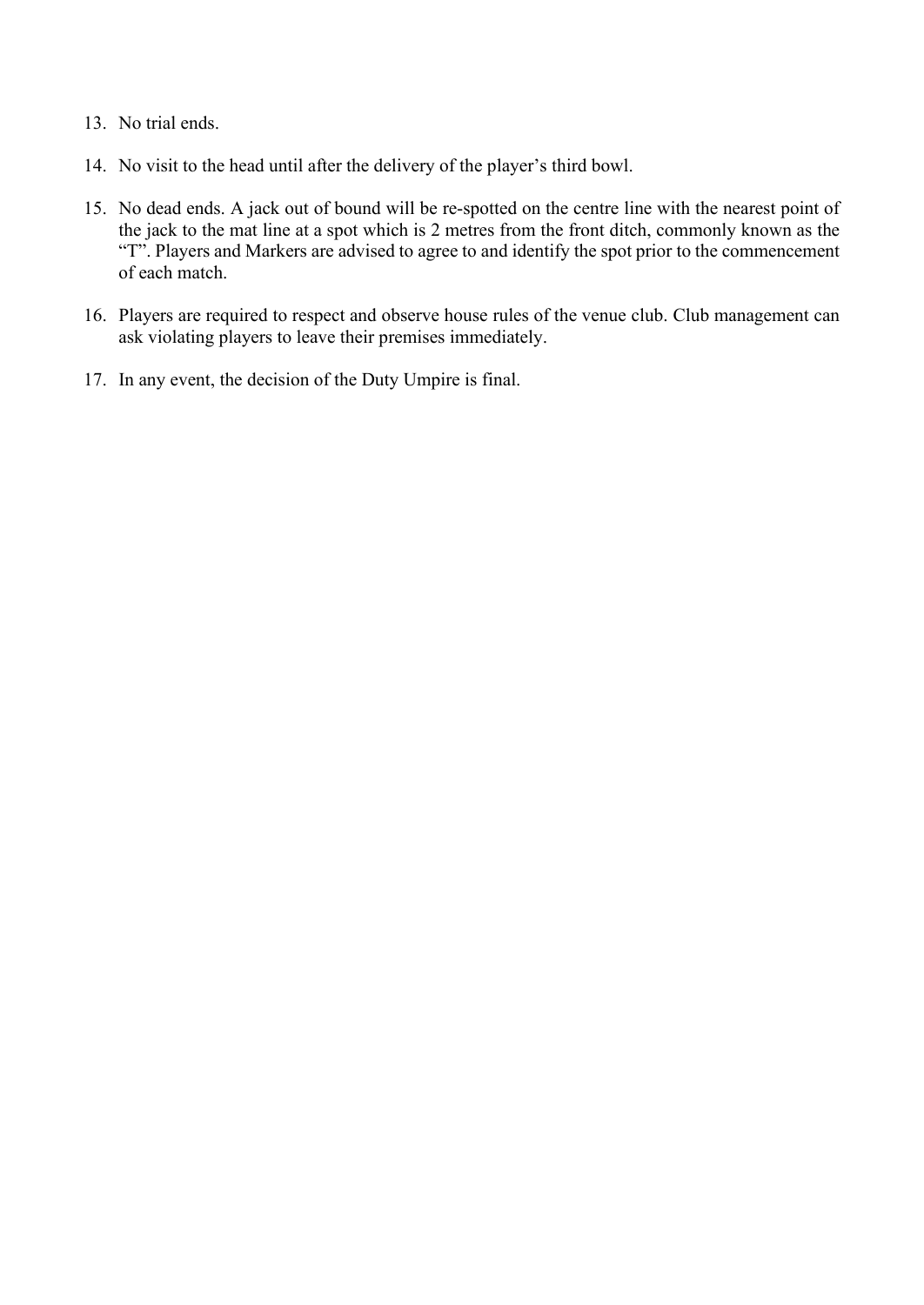13. No trial ends.

14. No visit to the head until after the delivery of the player's third bowl.

15. No dead ends. A jack out of bound will be re-spotted on the centre line with the nearest point of the jack to the mat line at a spot which is 2 metres from the front ditch, commonly known as the "T". Players and Markers are advised to agree to and identify the spot prior to the commencement of each match.

16. Players are required to respect and observe house rules of the venue club. Club management can ask violating players to leave their premises immediately.

17. In any event, the decision of the Duty Umpire is final.